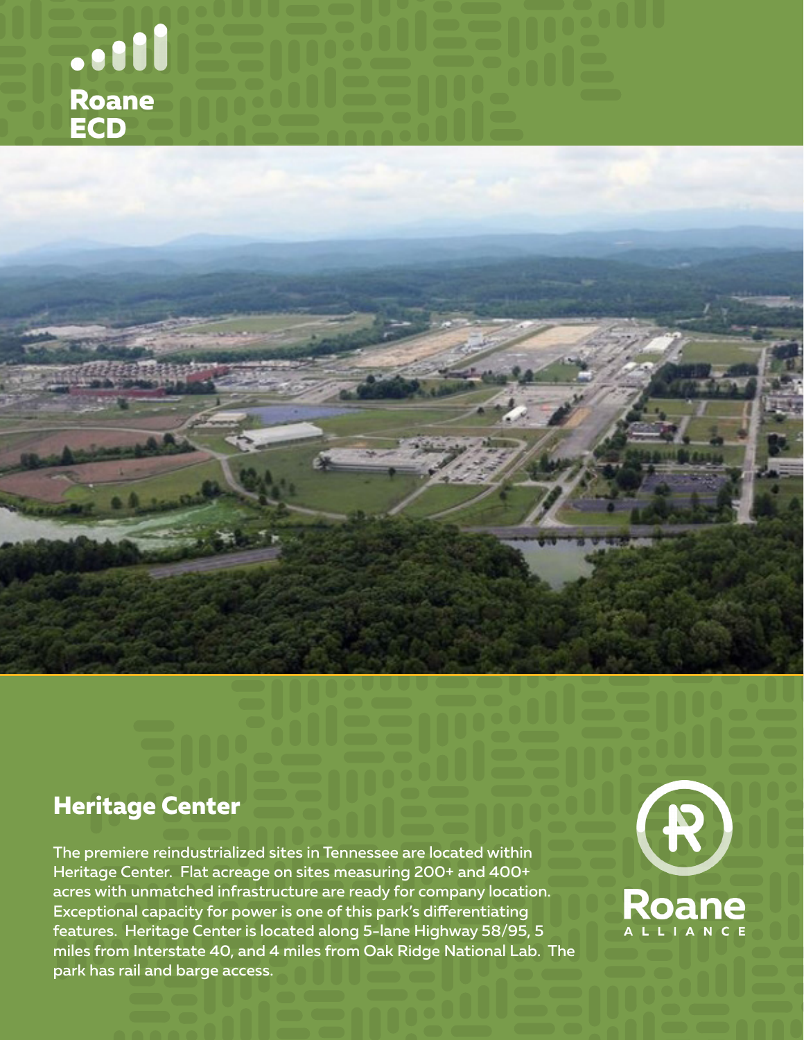Roane ECD

## Heritage Center

The premiere reindustrialized sites in Tennessee are located within Heritage Center. Flat acreage on sites measuring 200+ and 400+ acres with unmatched infrastructure are ready for company location. Exceptional capacity for power is one of this park's differentiating features. Heritage Center is located along 5-lane Highway 58/95, 5 miles from Interstate 40, and 4 miles from Oak Ridge National Lab. The park has rail and barge access.

Roane ALLIANCE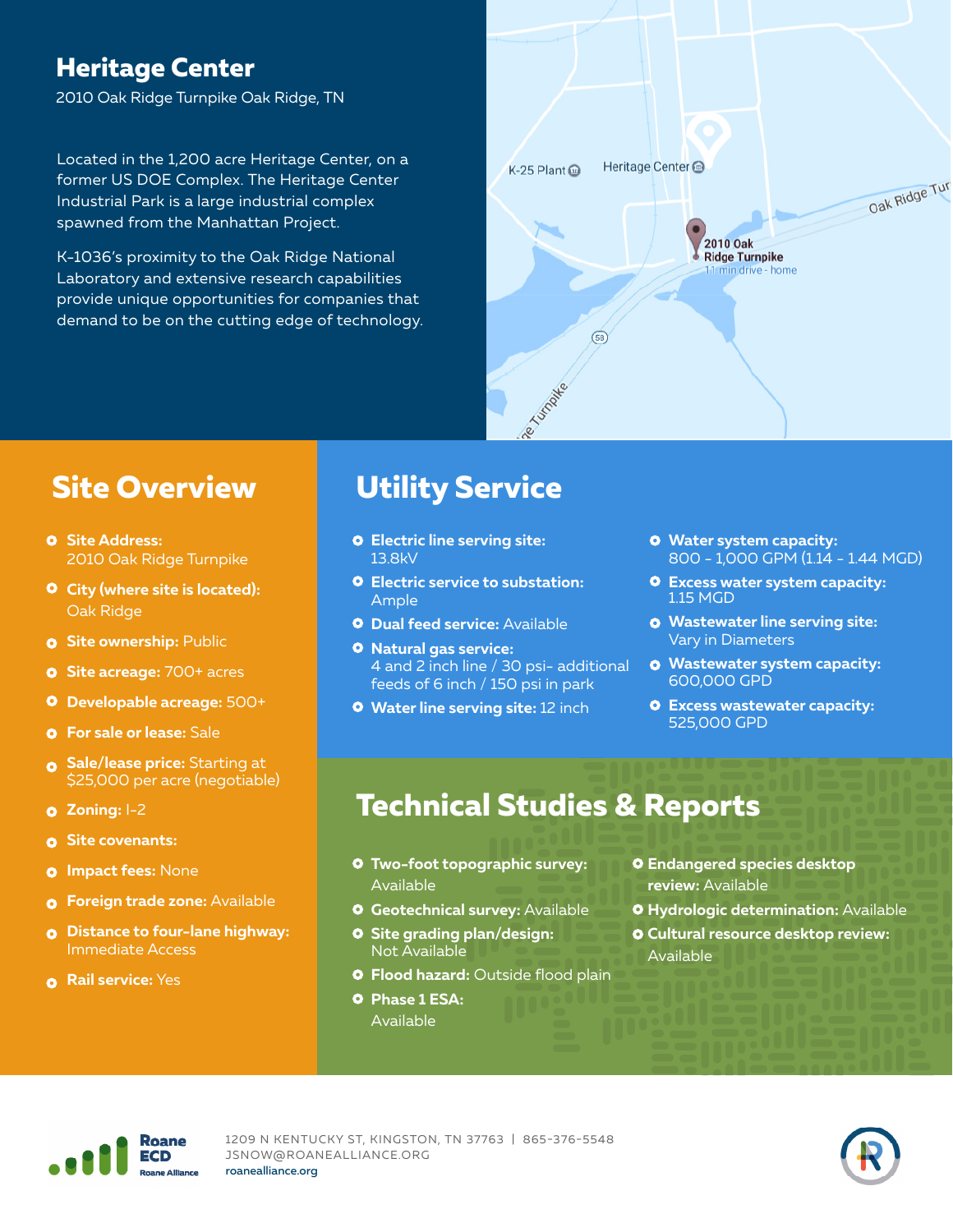# Heritage Center

2010 Oak Ridge Turnpike Oak Ridge, TN

Located in the 1,200 acre Heritage Center, on a former US DOE Complex. The Heritage Center Industrial Park is a large industrial complex spawned from the Manhattan Project.

K-1036's proximity to the Oak Ridge National Laboratory and extensive research capabilities provide unique opportunities for companies that demand to be on the cutting edge of technology.

K-25 Plant

Heritage Center

Oak Ridge Turnpike

2010 Oak Ridge Turnpike
11 min drive - home

58

## Site Overview

- **Site Address:** 2010 Oak Ridge Turnpike
- **City (where site is located):** Oak Ridge
- **Site ownership:** Public
- **Site acreage:** 700+ acres
- **Developable acreage:** 500+
- **For sale or lease:** Sale
- **Sale/lease price:** Starting at $25,000 per acre (negotiable)
- **Zoning:** I-2
- **Site covenants:**
- **Impact fees:** None
- **Foreign trade zone:** Available
- **Distance to four-lane highway:** Immediate Access
- **Rail service:** Yes

## Utility Service

- **Electric line serving site:** 13.8kV
- **Electric service to substation:** Ample
- **Dual feed service:** Available
- **Natural gas service:** 4 and 2 inch line / 30 psi- additional feeds of 6 inch / 150 psi in park
- **Water line serving site:** 12 inch
- **Water system capacity:** 800 - 1,000 GPM (1.14 - 1.44 MGD)
- **Excess water system capacity:** 1.15 MGD
- **Wastewater line serving site:** Vary in Diameters
- **Wastewater system capacity:** 600,000 GPD
- **Excess wastewater capacity:** 525,000 GPD

## Technical Studies & Reports

- **Two-foot topographic survey:** Available
- **Geotechnical survey:** Available
- **Site grading plan/design:** Not Available
- **Flood hazard:** Outside flood plain
- **Phase 1 ESA:** Available
- **Endangered species desktop review:** Available
- **Hydrologic determination:** Available
- **Cultural resource desktop review:** Available

Roane ECD
Roane Alliance

1209 N KENTUCKY ST, KINGSTON, TN 37763 | 865-376-5548
JSNOW@ROANEALLIANCE.ORG
roanealliance.org